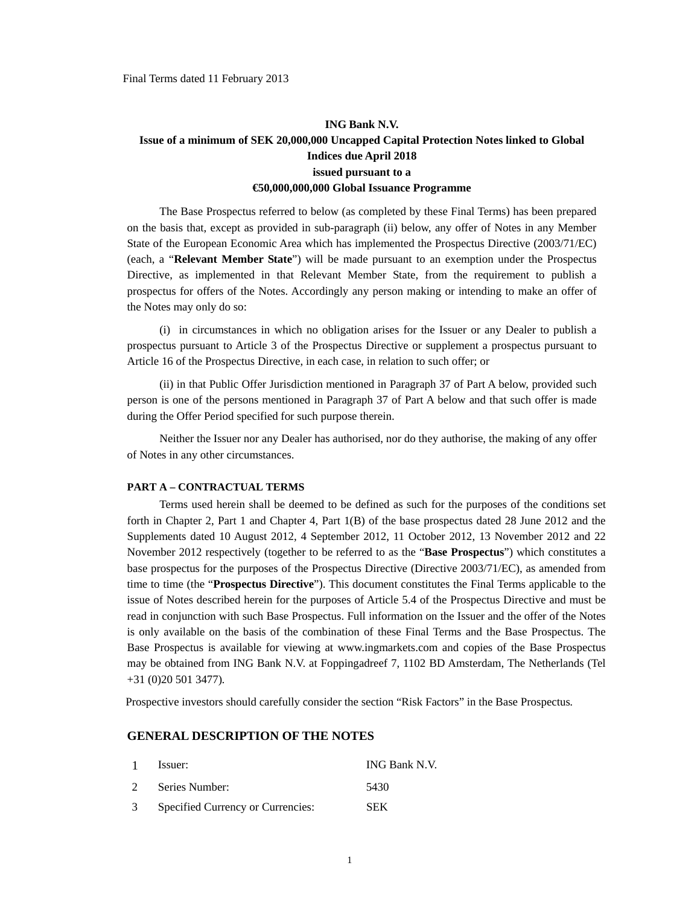Final Terms dated 11 February 2013

**ING Bank N.V.**
**Issue of a minimum of SEK 20,000,000 Uncapped Capital Protection Notes linked to Global Indices due April 2018**
**issued pursuant to a**
**€50,000,000,000 Global Issuance Programme**

The Base Prospectus referred to below (as completed by these Final Terms) has been prepared on the basis that, except as provided in sub-paragraph (ii) below, any offer of Notes in any Member State of the European Economic Area which has implemented the Prospectus Directive (2003/71/EC) (each, a "**Relevant Member State**") will be made pursuant to an exemption under the Prospectus Directive, as implemented in that Relevant Member State, from the requirement to publish a prospectus for offers of the Notes. Accordingly any person making or intending to make an offer of the Notes may only do so:

(i) in circumstances in which no obligation arises for the Issuer or any Dealer to publish a prospectus pursuant to Article 3 of the Prospectus Directive or supplement a prospectus pursuant to Article 16 of the Prospectus Directive, in each case, in relation to such offer; or

(ii) in that Public Offer Jurisdiction mentioned in Paragraph 37 of Part A below, provided such person is one of the persons mentioned in Paragraph 37 of Part A below and that such offer is made during the Offer Period specified for such purpose therein.

Neither the Issuer nor any Dealer has authorised, nor do they authorise, the making of any offer of Notes in any other circumstances.

**PART A – CONTRACTUAL TERMS**

Terms used herein shall be deemed to be defined as such for the purposes of the conditions set forth in Chapter 2, Part 1 and Chapter 4, Part 1(B) of the base prospectus dated 28 June 2012 and the Supplements dated 10 August 2012, 4 September 2012, 11 October 2012, 13 November 2012 and 22 November 2012 respectively (together to be referred to as the "**Base Prospectus**") which constitutes a base prospectus for the purposes of the Prospectus Directive (Directive 2003/71/EC), as amended from time to time (the "**Prospectus Directive**"). This document constitutes the Final Terms applicable to the issue of Notes described herein for the purposes of Article 5.4 of the Prospectus Directive and must be read in conjunction with such Base Prospectus. Full information on the Issuer and the offer of the Notes is only available on the basis of the combination of these Final Terms and the Base Prospectus. The Base Prospectus is available for viewing at www.ingmarkets.com and copies of the Base Prospectus may be obtained from ING Bank N.V. at Foppingadreef 7, 1102 BD Amsterdam, The Netherlands (Tel +31 (0)20 501 3477).

Prospective investors should carefully consider the section "Risk Factors" in the Base Prospectus.

## GENERAL DESCRIPTION OF THE NOTES

| | | |
|---|---|---|
| 1 | Issuer: | ING Bank N.V. |
| 2 | Series Number: | 5430 |
| 3 | Specified Currency or Currencies: | SEK |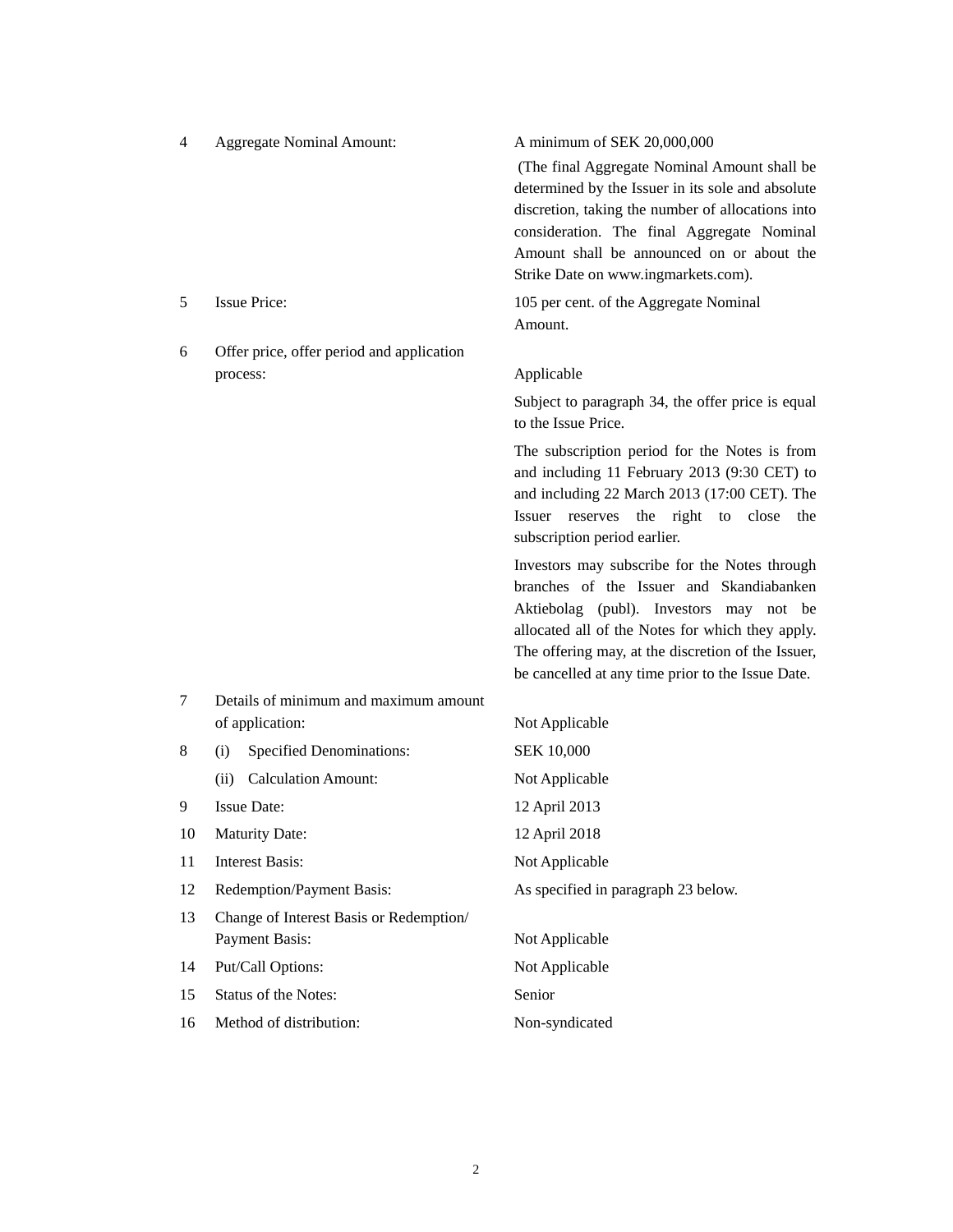| | | |
|---|---|---|
| 4 | Aggregate Nominal Amount: | A minimum of SEK 20,000,000<br><br>(The final Aggregate Nominal Amount shall be determined by the Issuer in its sole and absolute discretion, taking the number of allocations into consideration. The final Aggregate Nominal Amount shall be announced on or about the Strike Date on www.ingmarkets.com). |
| 5 | Issue Price: | 105 per cent. of the Aggregate Nominal Amount. |
| 6 | Offer price, offer period and application process: | Applicable<br><br>Subject to paragraph 34, the offer price is equal to the Issue Price.<br><br>The subscription period for the Notes is from and including 11 February 2013 (9:30 CET) to and including 22 March 2013 (17:00 CET). The Issuer reserves the right to close the subscription period earlier.<br><br>Investors may subscribe for the Notes through branches of the Issuer and Skandiabanken Aktiebolag (publ). Investors may not be allocated all of the Notes for which they apply. The offering may, at the discretion of the Issuer, be cancelled at any time prior to the Issue Date. |
| 7 | Details of minimum and maximum amount of application: | Not Applicable |
| 8 | (i) Specified Denominations: | SEK 10,000 |
| | (ii) Calculation Amount: | Not Applicable |
| 9 | Issue Date: | 12 April 2013 |
| 10 | Maturity Date: | 12 April 2018 |
| 11 | Interest Basis: | Not Applicable |
| 12 | Redemption/Payment Basis: | As specified in paragraph 23 below. |
| 13 | Change of Interest Basis or Redemption/ Payment Basis: | Not Applicable |
| 14 | Put/Call Options: | Not Applicable |
| 15 | Status of the Notes: | Senior |
| 16 | Method of distribution: | Non-syndicated |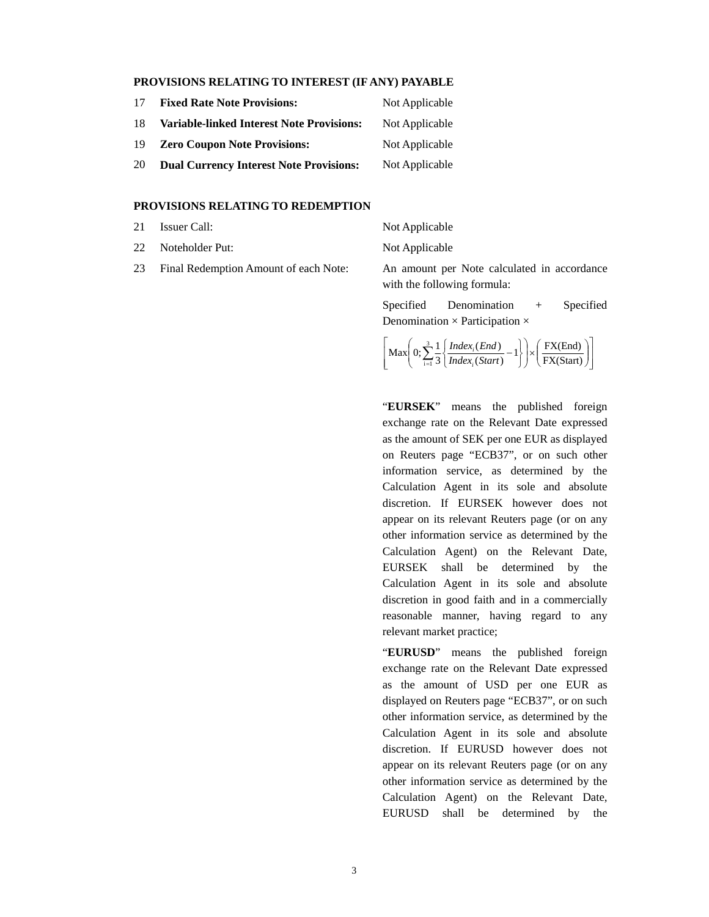### PROVISIONS RELATING TO INTEREST (IF ANY) PAYABLE

| | | |
|---|---|---|
| 17 | **Fixed Rate Note Provisions:** | Not Applicable |
| 18 | **Variable-linked Interest Note Provisions:** | Not Applicable |
| 19 | **Zero Coupon Note Provisions:** | Not Applicable |
| 20 | **Dual Currency Interest Note Provisions:** | Not Applicable |

### PROVISIONS RELATING TO REDEMPTION

| | | |
|---|---|---|
| 21 | Issuer Call: | Not Applicable |
| 22 | Noteholder Put: | Not Applicable |
| 23 | Final Redemption Amount of each Note: | An amount per Note calculated in accordance with the following formula: |

Specified Denomination + Specified Denomination × Participation ×

$$\left[ \mathrm{Max}\left( 0; \sum_{i=1}^{3} \frac{1}{3} \left\{ \frac{Index_i(End)}{Index_i(Start)} - 1 \right\} \right) \times \left( \frac{\mathrm{FX(End)}}{\mathrm{FX(Start)}} \right) \right]$$

"**EURSEK**" means the published foreign exchange rate on the Relevant Date expressed as the amount of SEK per one EUR as displayed on Reuters page "ECB37", or on such other information service, as determined by the Calculation Agent in its sole and absolute discretion. If EURSEK however does not appear on its relevant Reuters page (or on any other information service as determined by the Calculation Agent) on the Relevant Date, EURSEK shall be determined by the Calculation Agent in its sole and absolute discretion in good faith and in a commercially reasonable manner, having regard to any relevant market practice;

"**EURUSD**" means the published foreign exchange rate on the Relevant Date expressed as the amount of USD per one EUR as displayed on Reuters page "ECB37", or on such other information service, as determined by the Calculation Agent in its sole and absolute discretion. If EURUSD however does not appear on its relevant Reuters page (or on any other information service as determined by the Calculation Agent) on the Relevant Date, EURUSD shall be determined by the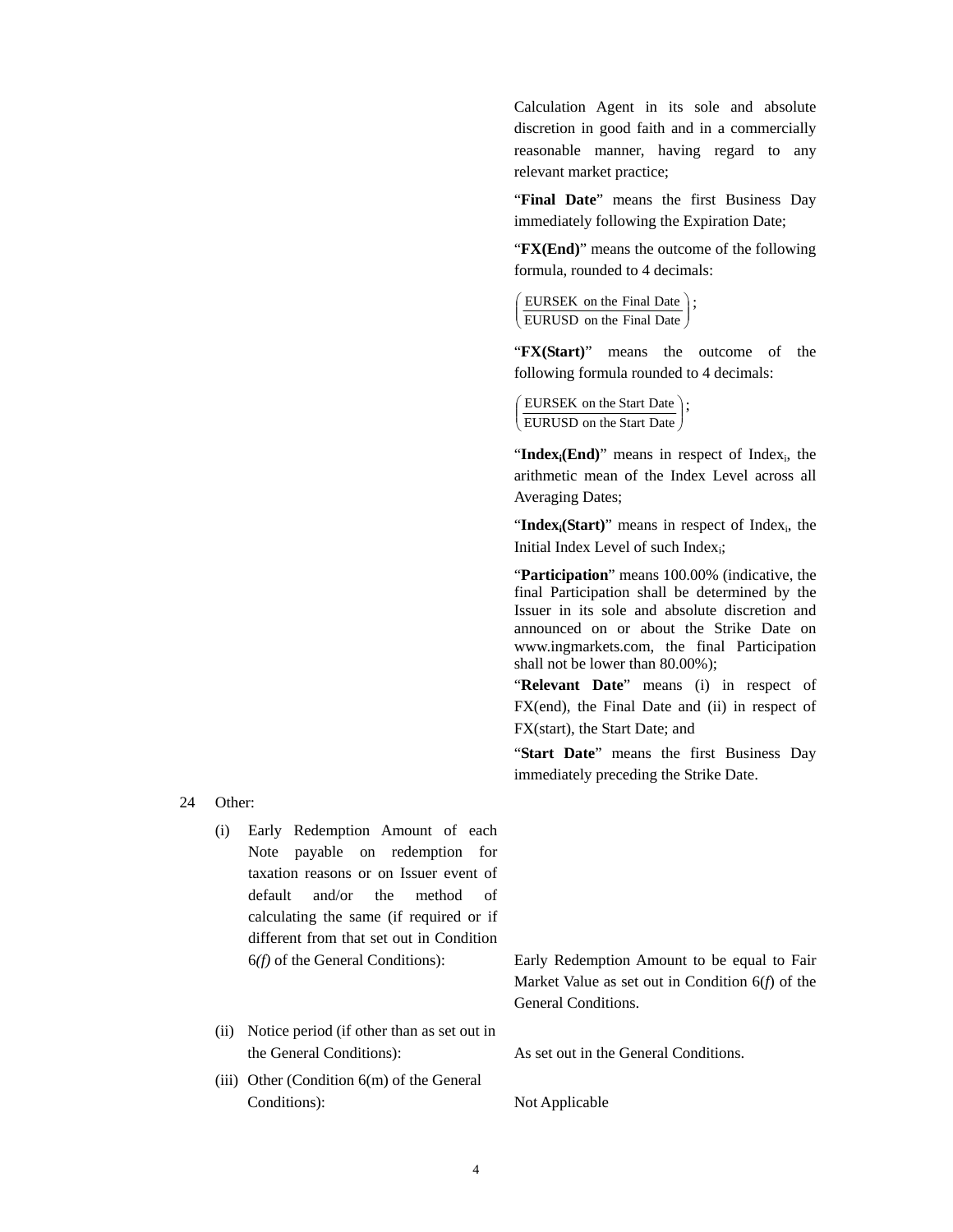Calculation Agent in its sole and absolute discretion in good faith and in a commercially reasonable manner, having regard to any relevant market practice;

"**Final Date**" means the first Business Day immediately following the Expiration Date;

"**FX(End)**" means the outcome of the following formula, rounded to 4 decimals:

$$\left(\frac{\text{EURSEK on the Final Date}}{\text{EURUSD on the Final Date}}\right);$$

"**FX(Start)**" means the outcome of the following formula rounded to 4 decimals:

$$\left(\frac{\text{EURSEK on the Start Date}}{\text{EURUSD on the Start Date}}\right);$$

"**$\text{Index}_i$(End)**" means in respect of $\text{Index}_i$, the arithmetic mean of the Index Level across all Averaging Dates;

"**$\text{Index}_i$(Start)**" means in respect of $\text{Index}_i$, the Initial Index Level of such $\text{Index}_i$;

"**Participation**" means 100.00% (indicative, the final Participation shall be determined by the Issuer in its sole and absolute discretion and announced on or about the Strike Date on www.ingmarkets.com, the final Participation shall not be lower than 80.00%);

"**Relevant Date**" means (i) in respect of FX(end), the Final Date and (ii) in respect of FX(start), the Start Date; and

"**Start Date**" means the first Business Day immediately preceding the Strike Date.

24 Other:

(i) Early Redemption Amount of each Note payable on redemption for taxation reasons or on Issuer event of default and/or the method of calculating the same (if required or if different from that set out in Condition 6*(f)* of the General Conditions): Early Redemption Amount to be equal to Fair Market Value as set out in Condition 6(*f*) of the General Conditions.

(ii) Notice period (if other than as set out in the General Conditions): As set out in the General Conditions.

(iii) Other (Condition 6(m) of the General Conditions): Not Applicable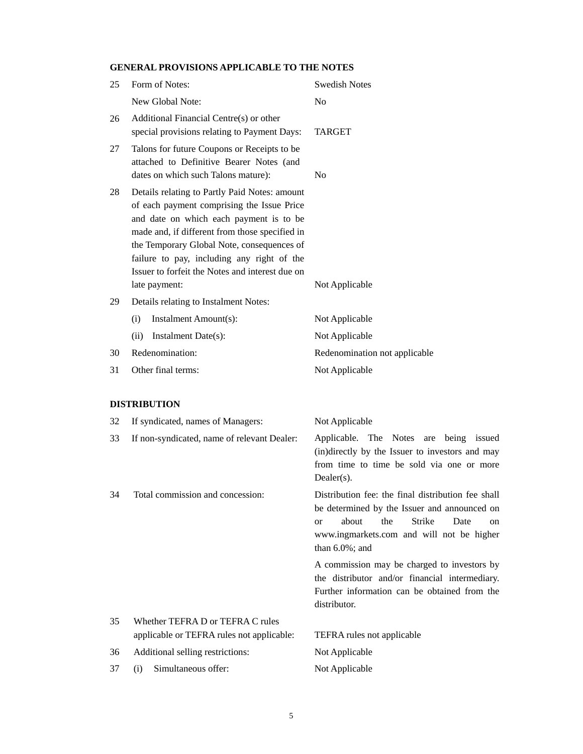**GENERAL PROVISIONS APPLICABLE TO THE NOTES**

| | | |
|---|---|---|
| 25 | Form of Notes: | Swedish Notes |
| | New Global Note: | No |
| 26 | Additional Financial Centre(s) or other special provisions relating to Payment Days: | TARGET |
| 27 | Talons for future Coupons or Receipts to be attached to Definitive Bearer Notes (and dates on which such Talons mature): | No |
| 28 | Details relating to Partly Paid Notes: amount of each payment comprising the Issue Price and date on which each payment is to be made and, if different from those specified in the Temporary Global Note, consequences of failure to pay, including any right of the Issuer to forfeit the Notes and interest due on late payment: | Not Applicable |
| 29 | Details relating to Instalment Notes: | |
| | (i) Instalment Amount(s): | Not Applicable |
| | (ii) Instalment Date(s): | Not Applicable |
| 30 | Redenomination: | Redenomination not applicable |
| 31 | Other final terms: | Not Applicable |

**DISTRIBUTION**

| | | |
|---|---|---|
| 32 | If syndicated, names of Managers: | Not Applicable |
| 33 | If non-syndicated, name of relevant Dealer: | Applicable. The Notes are being issued (in)directly by the Issuer to investors and may from time to time be sold via one or more Dealer(s). |
| 34 | Total commission and concession: | Distribution fee: the final distribution fee shall be determined by the Issuer and announced on or about the Strike Date on www.ingmarkets.com and will not be higher than 6.0%; and<br><br>A commission may be charged to investors by the distributor and/or financial intermediary. Further information can be obtained from the distributor. |
| 35 | Whether TEFRA D or TEFRA C rules applicable or TEFRA rules not applicable: | TEFRA rules not applicable |
| 36 | Additional selling restrictions: | Not Applicable |
| 37 | (i) Simultaneous offer: | Not Applicable |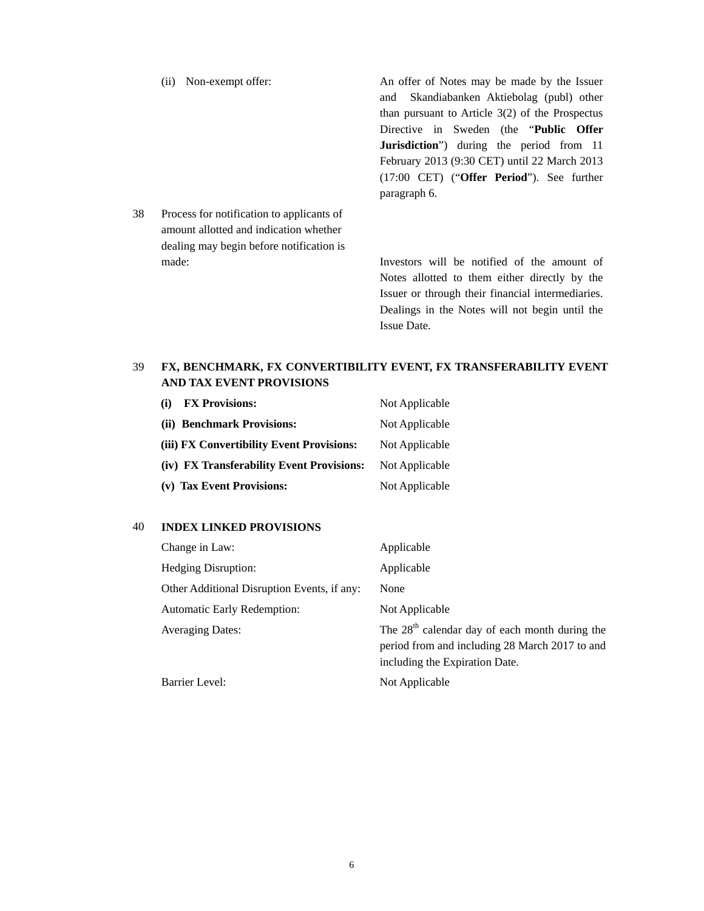| | | |
|---|---|---|
| | (ii) Non-exempt offer: | An offer of Notes may be made by the Issuer and Skandiabanken Aktiebolag (publ) other than pursuant to Article 3(2) of the Prospectus Directive in Sweden (the "**Public Offer Jurisdiction**") during the period from 11 February 2013 (9:30 CET) until 22 March 2013 (17:00 CET) ("**Offer Period**"). See further paragraph 6. |
| 38 | Process for notification to applicants of amount allotted and indication whether dealing may begin before notification is made: | Investors will be notified of the amount of Notes allotted to them either directly by the Issuer or through their financial intermediaries. Dealings in the Notes will not begin until the Issue Date. |

39 **FX, BENCHMARK, FX CONVERTIBILITY EVENT, FX TRANSFERABILITY EVENT AND TAX EVENT PROVISIONS**

| | |
|---|---|
| **(i) FX Provisions:** | Not Applicable |
| **(ii) Benchmark Provisions:** | Not Applicable |
| **(iii) FX Convertibility Event Provisions:** | Not Applicable |
| **(iv) FX Transferability Event Provisions:** | Not Applicable |
| **(v) Tax Event Provisions:** | Not Applicable |

40 **INDEX LINKED PROVISIONS**

| | |
|---|---|
| Change in Law: | Applicable |
| Hedging Disruption: | Applicable |
| Other Additional Disruption Events, if any: | None |
| Automatic Early Redemption: | Not Applicable |
| Averaging Dates: | The 28th calendar day of each month during the period from and including 28 March 2017 to and including the Expiration Date. |
| Barrier Level: | Not Applicable |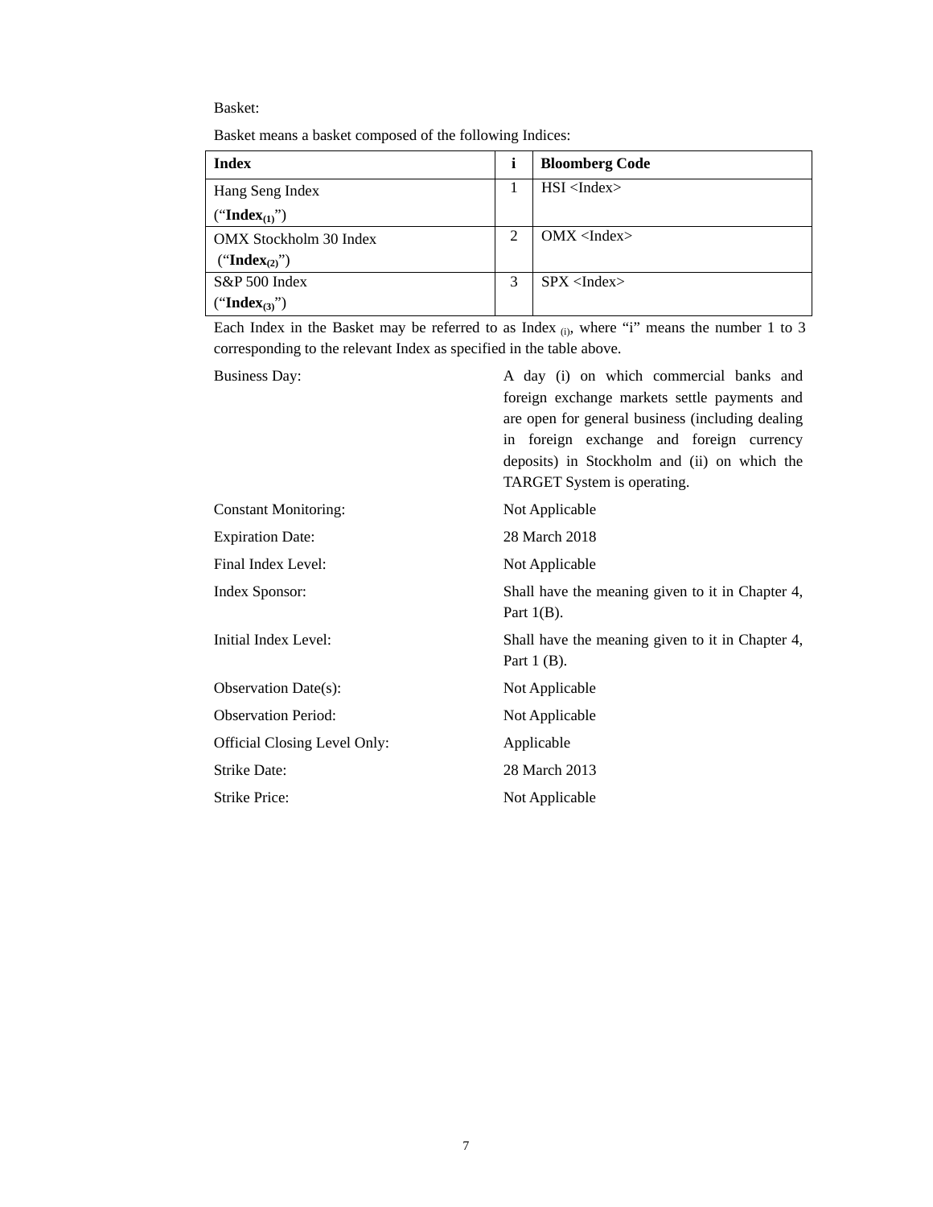Basket:

Basket means a basket composed of the following Indices:

| **Index** | **i** | **Bloomberg Code** |
|---|---|---|
| Hang Seng Index (“**Index$_{(1)}$**”) | 1 | HSI <Index> |
| OMX Stockholm 30 Index (“**Index$_{(2)}$**”) | 2 | OMX <Index> |
| S&P 500 Index (“**Index$_{(3)}$**”) | 3 | SPX <Index> |

Each Index in the Basket may be referred to as Index $_{(i)}$, where “i” means the number 1 to 3 corresponding to the relevant Index as specified in the table above.

| | |
|---|---|
| Business Day: | A day (i) on which commercial banks and foreign exchange markets settle payments and are open for general business (including dealing in foreign exchange and foreign currency deposits) in Stockholm and (ii) on which the TARGET System is operating. |
| Constant Monitoring: | Not Applicable |
| Expiration Date: | 28 March 2018 |
| Final Index Level: | Not Applicable |
| Index Sponsor: | Shall have the meaning given to it in Chapter 4, Part 1(B). |
| Initial Index Level: | Shall have the meaning given to it in Chapter 4, Part 1 (B). |
| Observation Date(s): | Not Applicable |
| Observation Period: | Not Applicable |
| Official Closing Level Only: | Applicable |
| Strike Date: | 28 March 2013 |
| Strike Price: | Not Applicable |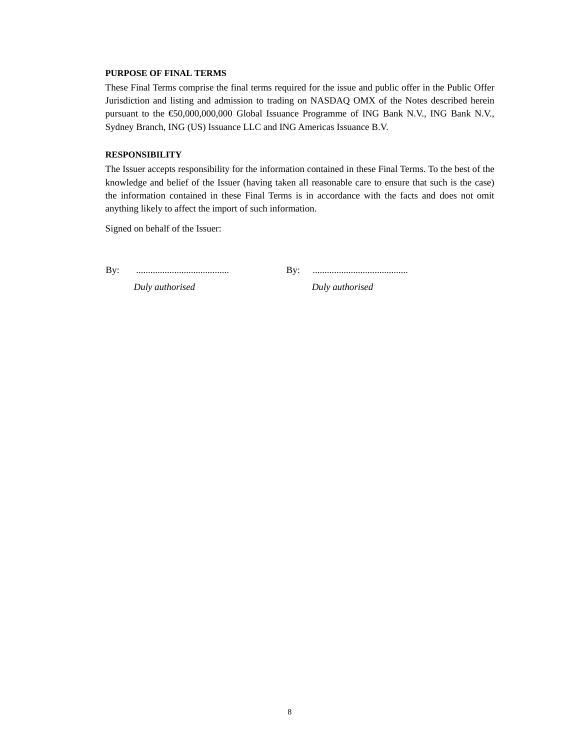**PURPOSE OF FINAL TERMS**

These Final Terms comprise the final terms required for the issue and public offer in the Public Offer Jurisdiction and listing and admission to trading on NASDAQ OMX of the Notes described herein pursuant to the €50,000,000,000 Global Issuance Programme of ING Bank N.V., ING Bank N.V., Sydney Branch, ING (US) Issuance LLC and ING Americas Issuance B.V.

**RESPONSIBILITY**

The Issuer accepts responsibility for the information contained in these Final Terms. To the best of the knowledge and belief of the Issuer (having taken all reasonable care to ensure that such is the case) the information contained in these Final Terms is in accordance with the facts and does not omit anything likely to affect the import of such information.

Signed on behalf of the Issuer:

| By: ....................................... | By: ........................................ |
|---|---|
| *Duly authorised* | *Duly authorised* |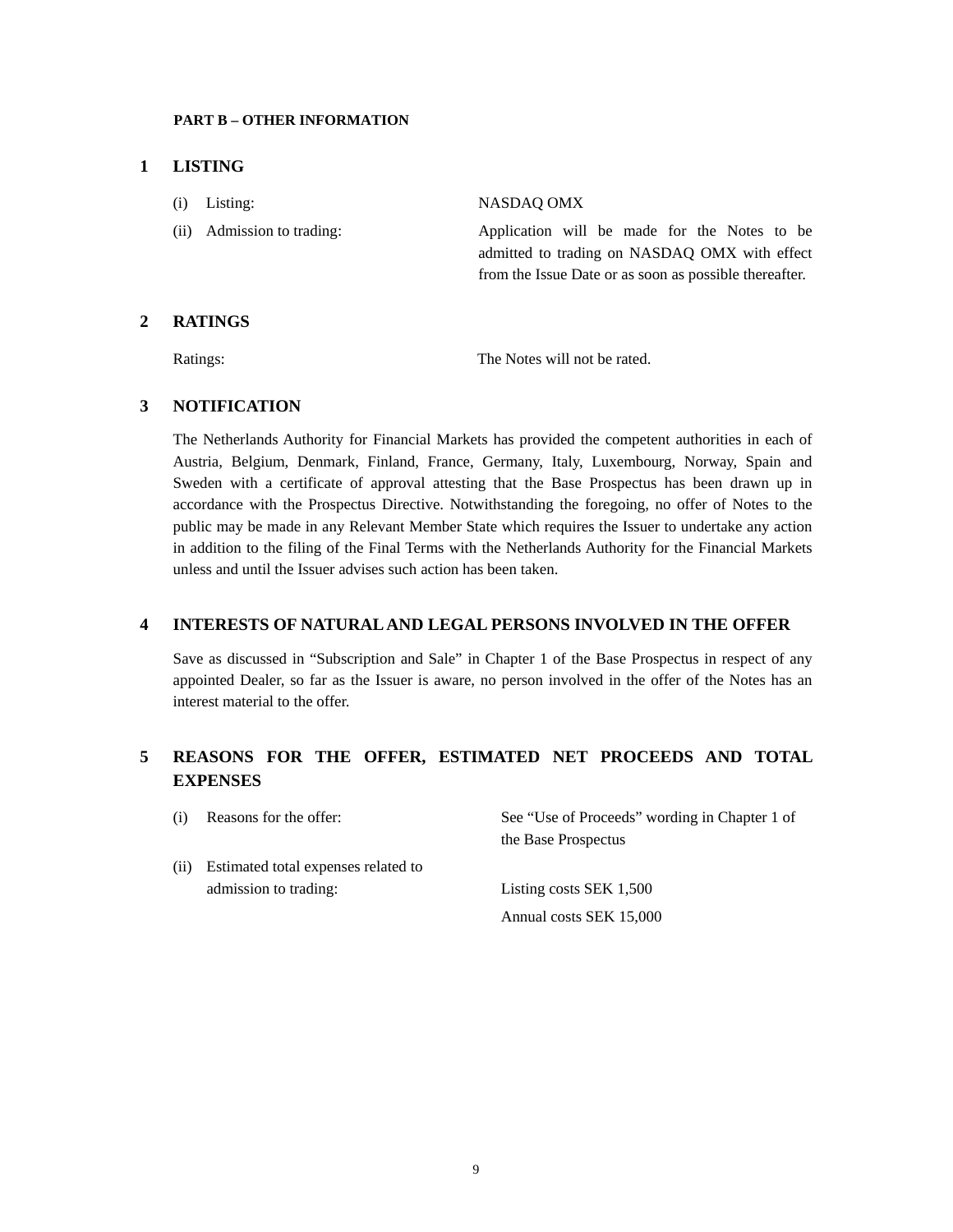**PART B – OTHER INFORMATION**

## 1 LISTING

| | |
|---|---|
| (i) Listing: | NASDAQ OMX |
| (ii) Admission to trading: | Application will be made for the Notes to be admitted to trading on NASDAQ OMX with effect from the Issue Date or as soon as possible thereafter. |

## 2 RATINGS

| | |
|---|---|
| Ratings: | The Notes will not be rated. |

## 3 NOTIFICATION

The Netherlands Authority for Financial Markets has provided the competent authorities in each of Austria, Belgium, Denmark, Finland, France, Germany, Italy, Luxembourg, Norway, Spain and Sweden with a certificate of approval attesting that the Base Prospectus has been drawn up in accordance with the Prospectus Directive. Notwithstanding the foregoing, no offer of Notes to the public may be made in any Relevant Member State which requires the Issuer to undertake any action in addition to the filing of the Final Terms with the Netherlands Authority for the Financial Markets unless and until the Issuer advises such action has been taken.

## 4 INTERESTS OF NATURAL AND LEGAL PERSONS INVOLVED IN THE OFFER

Save as discussed in "Subscription and Sale" in Chapter 1 of the Base Prospectus in respect of any appointed Dealer, so far as the Issuer is aware, no person involved in the offer of the Notes has an interest material to the offer.

## 5 REASONS FOR THE OFFER, ESTIMATED NET PROCEEDS AND TOTAL EXPENSES

| | |
|---|---|
| (i) Reasons for the offer: | See "Use of Proceeds" wording in Chapter 1 of the Base Prospectus |
| (ii) Estimated total expenses related to admission to trading: | Listing costs SEK 1,500<br>Annual costs SEK 15,000 |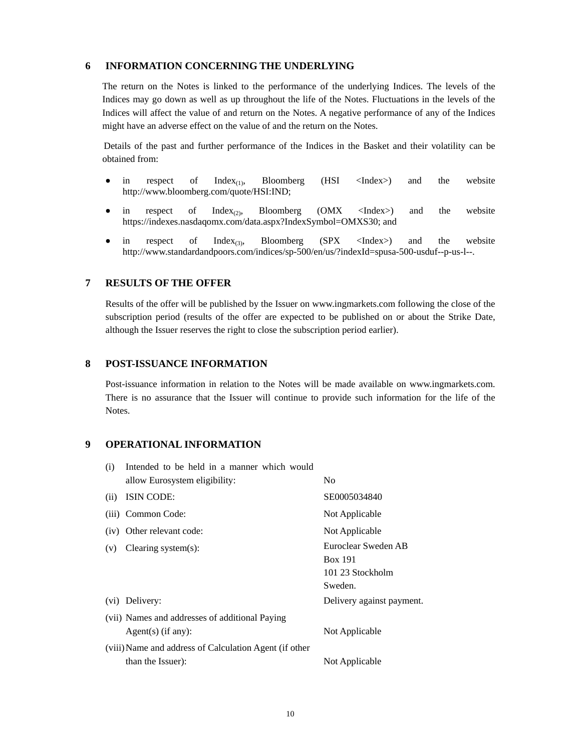## 6 INFORMATION CONCERNING THE UNDERLYING

The return on the Notes is linked to the performance of the underlying Indices. The levels of the Indices may go down as well as up throughout the life of the Notes. Fluctuations in the levels of the Indices will affect the value of and return on the Notes. A negative performance of any of the Indices might have an adverse effect on the value of and the return on the Notes.

Details of the past and further performance of the Indices in the Basket and their volatility can be obtained from:

- in respect of $Index_{(1)}$, Bloomberg (HSI <Index>) and the website http://www.bloomberg.com/quote/HSI:IND;
- in respect of $Index_{(2)}$, Bloomberg (OMX <Index>) and the website https://indexes.nasdaqomx.com/data.aspx?IndexSymbol=OMXS30; and
- in respect of $Index_{(3)}$, Bloomberg (SPX <Index>) and the website http://www.standardandpoors.com/indices/sp-500/en/us/?indexId=spusa-500-usduf--p-us-l--.

## 7 RESULTS OF THE OFFER

Results of the offer will be published by the Issuer on www.ingmarkets.com following the close of the subscription period (results of the offer are expected to be published on or about the Strike Date, although the Issuer reserves the right to close the subscription period earlier).

## 8 POST-ISSUANCE INFORMATION

Post-issuance information in relation to the Notes will be made available on www.ingmarkets.com. There is no assurance that the Issuer will continue to provide such information for the life of the Notes.

## 9 OPERATIONAL INFORMATION

| | | |
|---|---|---|
| (i) | Intended to be held in a manner which would allow Eurosystem eligibility: | No |
| (ii) | ISIN CODE: | SE0005034840 |
| (iii) | Common Code: | Not Applicable |
| (iv) | Other relevant code: | Not Applicable |
| (v) | Clearing system(s): | Euroclear Sweden AB<br>Box 191<br>101 23 Stockholm<br>Sweden. |
| (vi) | Delivery: | Delivery against payment. |
| (vii) | Names and addresses of additional Paying Agent(s) (if any): | Not Applicable |
| (viii) | Name and address of Calculation Agent (if other than the Issuer): | Not Applicable |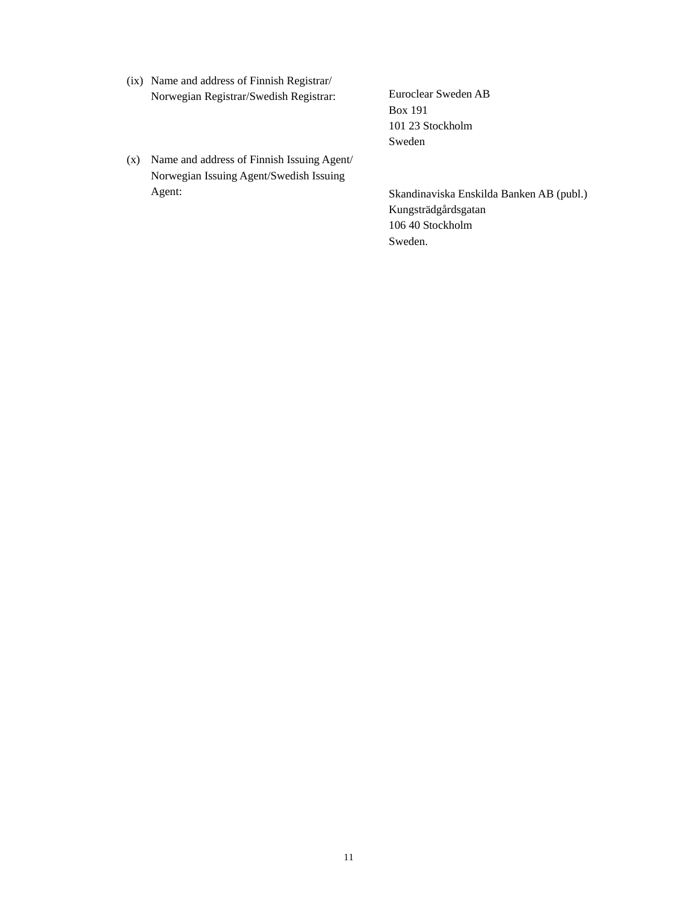(ix) Name and address of Finnish Registrar/ Norwegian Registrar/Swedish Registrar:

Euroclear Sweden AB
Box 191
101 23 Stockholm
Sweden

(x) Name and address of Finnish Issuing Agent/ Norwegian Issuing Agent/Swedish Issuing Agent:

Skandinaviska Enskilda Banken AB (publ.)
Kungsträdgårdsgatan
106 40 Stockholm
Sweden.